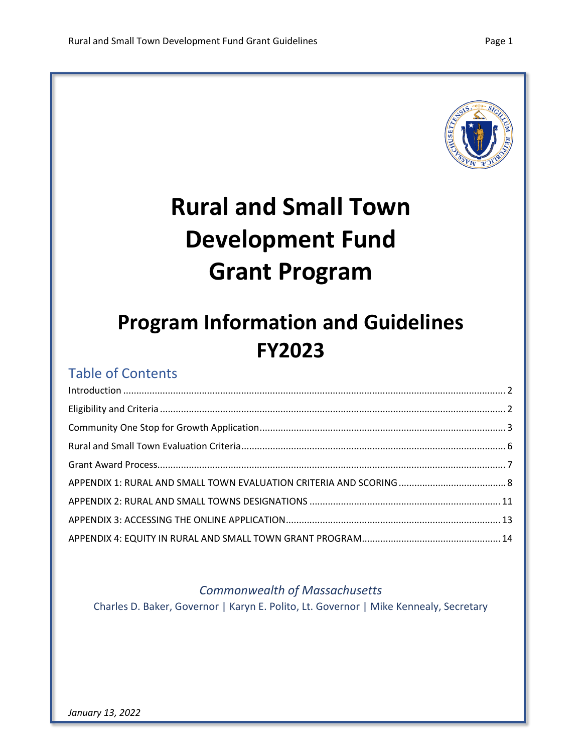# Rural and Small Town Development Fund Grant Program

## Program Information and Guidelines FY2023

### Table of Contents

Introduction ........ 2

Eligibility and Criteria ........ 2

Community One Stop for Growth Application ........ 3

Rural and Small Town Evaluation Criteria ........ 6

Grant Award Process ........ 7

APPENDIX 1: RURAL AND SMALL TOWN EVALUATION CRITERIA AND SCORING ........ 8

APPENDIX 2: RURAL AND SMALL TOWNS DESIGNATIONS ........ 11

APPENDIX 3: ACCESSING THE ONLINE APPLICATION ........ 13

APPENDIX 4: EQUITY IN RURAL AND SMALL TOWN GRANT PROGRAM ........ 14

*Commonwealth of Massachusetts*

Charles D. Baker, Governor | Karyn E. Polito, Lt. Governor | Mike Kennealy, Secretary

*January 13, 2022*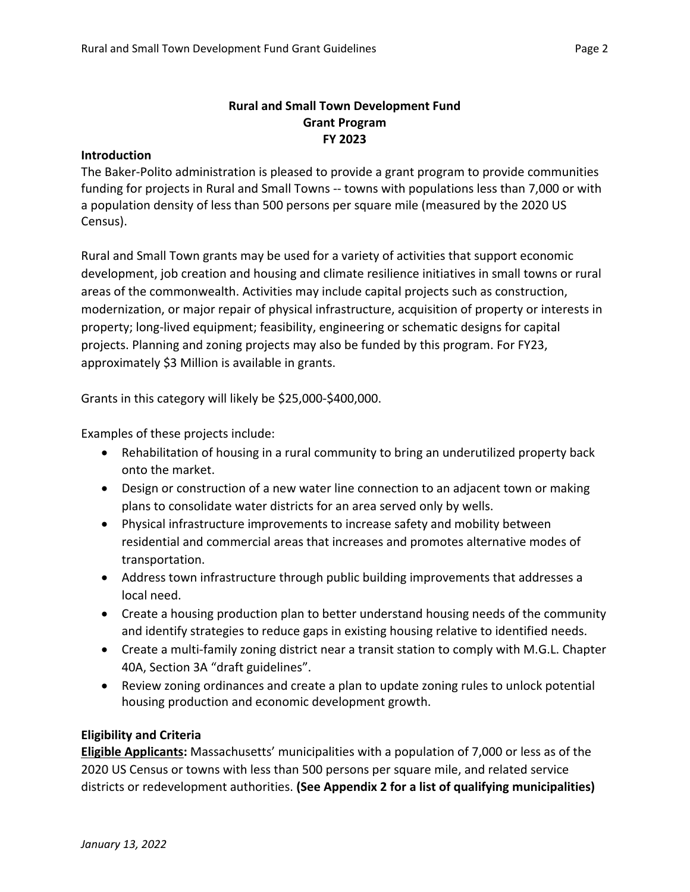# Rural and Small Town Development Fund
# Grant Program
# FY 2023

## Introduction

The Baker-Polito administration is pleased to provide a grant program to provide communities funding for projects in Rural and Small Towns -- towns with populations less than 7,000 or with a population density of less than 500 persons per square mile (measured by the 2020 US Census).

Rural and Small Town grants may be used for a variety of activities that support economic development, job creation and housing and climate resilience initiatives in small towns or rural areas of the commonwealth. Activities may include capital projects such as construction, modernization, or major repair of physical infrastructure, acquisition of property or interests in property; long-lived equipment; feasibility, engineering or schematic designs for capital projects. Planning and zoning projects may also be funded by this program. For FY23, approximately $3 Million is available in grants.

Grants in this category will likely be $25,000-$400,000.

Examples of these projects include:

- Rehabilitation of housing in a rural community to bring an underutilized property back onto the market.
- Design or construction of a new water line connection to an adjacent town or making plans to consolidate water districts for an area served only by wells.
- Physical infrastructure improvements to increase safety and mobility between residential and commercial areas that increases and promotes alternative modes of transportation.
- Address town infrastructure through public building improvements that addresses a local need.
- Create a housing production plan to better understand housing needs of the community and identify strategies to reduce gaps in existing housing relative to identified needs.
- Create a multi-family zoning district near a transit station to comply with M.G.L. Chapter 40A, Section 3A "draft guidelines".
- Review zoning ordinances and create a plan to update zoning rules to unlock potential housing production and economic development growth.

## Eligibility and Criteria

**Eligible Applicants:** Massachusetts' municipalities with a population of 7,000 or less as of the 2020 US Census or towns with less than 500 persons per square mile, and related service districts or redevelopment authorities. **(See Appendix 2 for a list of qualifying municipalities)**

*January 13, 2022*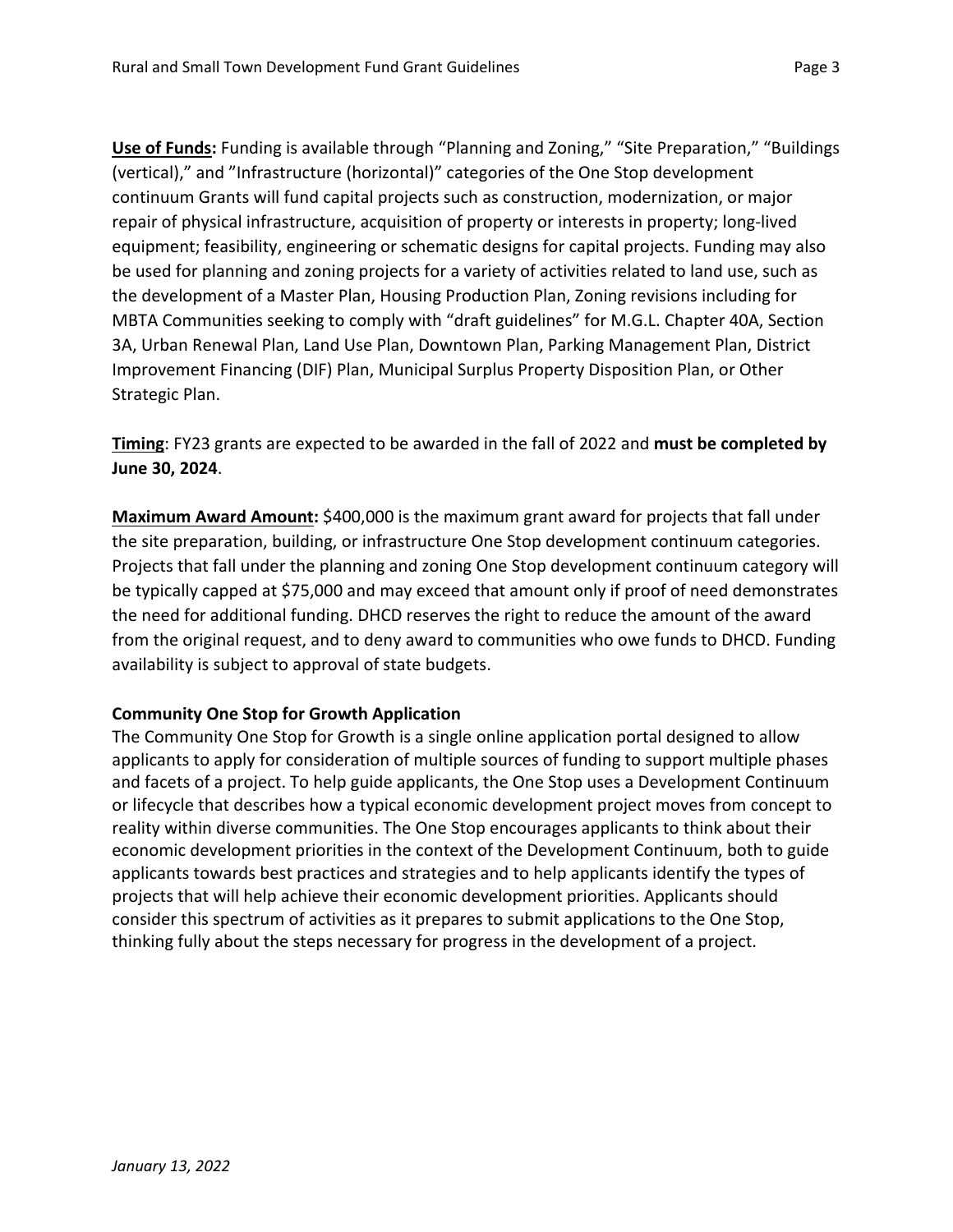**Use of Funds:** Funding is available through "Planning and Zoning," "Site Preparation," "Buildings (vertical)," and "Infrastructure (horizontal)" categories of the One Stop development continuum Grants will fund capital projects such as construction, modernization, or major repair of physical infrastructure, acquisition of property or interests in property; long-lived equipment; feasibility, engineering or schematic designs for capital projects. Funding may also be used for planning and zoning projects for a variety of activities related to land use, such as the development of a Master Plan, Housing Production Plan, Zoning revisions including for MBTA Communities seeking to comply with "draft guidelines" for M.G.L. Chapter 40A, Section 3A, Urban Renewal Plan, Land Use Plan, Downtown Plan, Parking Management Plan, District Improvement Financing (DIF) Plan, Municipal Surplus Property Disposition Plan, or Other Strategic Plan.

**Timing**: FY23 grants are expected to be awarded in the fall of 2022 and **must be completed by June 30, 2024**.

**Maximum Award Amount:** $400,000 is the maximum grant award for projects that fall under the site preparation, building, or infrastructure One Stop development continuum categories. Projects that fall under the planning and zoning One Stop development continuum category will be typically capped at $75,000 and may exceed that amount only if proof of need demonstrates the need for additional funding. DHCD reserves the right to reduce the amount of the award from the original request, and to deny award to communities who owe funds to DHCD. Funding availability is subject to approval of state budgets.

**Community One Stop for Growth Application**

The Community One Stop for Growth is a single online application portal designed to allow applicants to apply for consideration of multiple sources of funding to support multiple phases and facets of a project. To help guide applicants, the One Stop uses a Development Continuum or lifecycle that describes how a typical economic development project moves from concept to reality within diverse communities. The One Stop encourages applicants to think about their economic development priorities in the context of the Development Continuum, both to guide applicants towards best practices and strategies and to help applicants identify the types of projects that will help achieve their economic development priorities. Applicants should consider this spectrum of activities as it prepares to submit applications to the One Stop, thinking fully about the steps necessary for progress in the development of a project.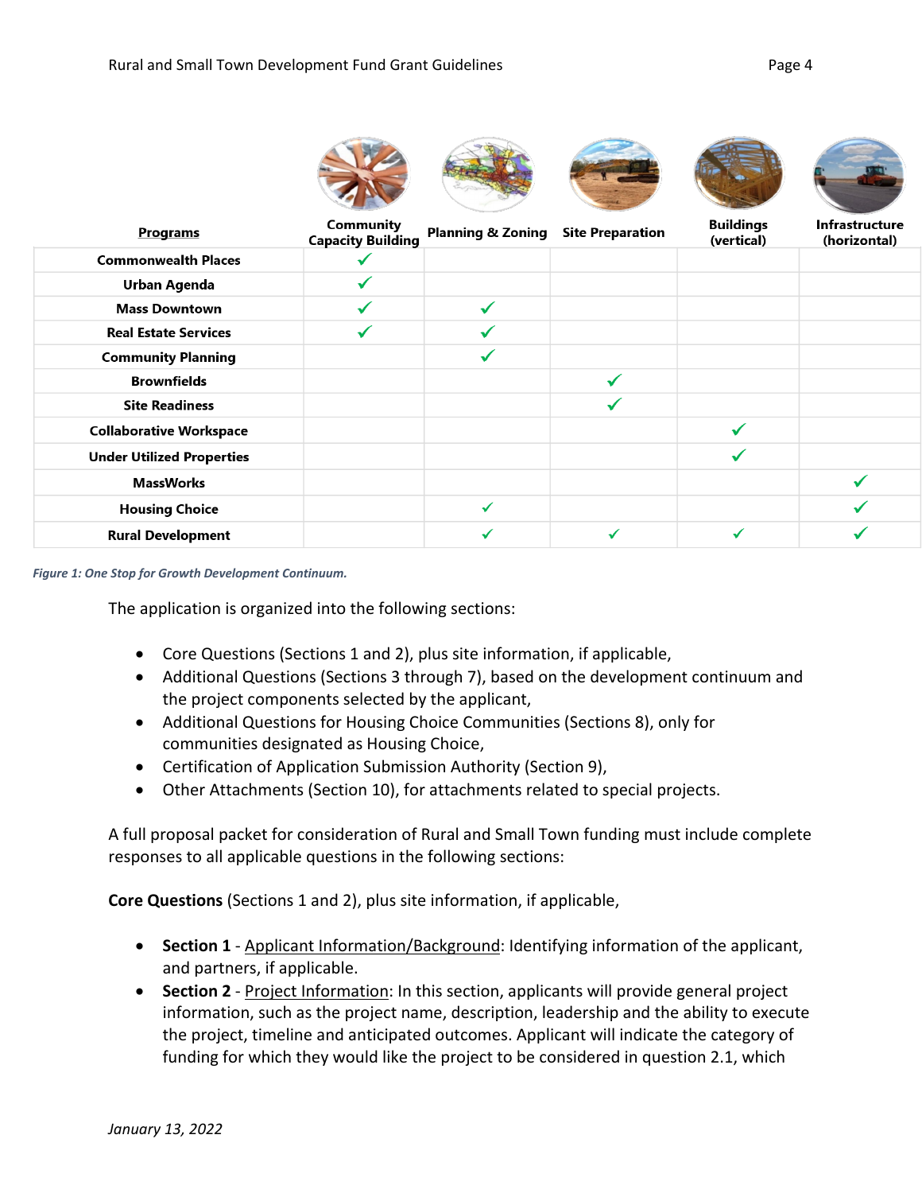| Programs | Community Capacity Building | Planning & Zoning | Site Preparation | Buildings (vertical) | Infrastructure (horizontal) |
|---|---|---|---|---|---|
| Commonwealth Places | ✓ | | | | |
| Urban Agenda | ✓ | | | | |
| Mass Downtown | ✓ | ✓ | | | |
| Real Estate Services | ✓ | ✓ | | | |
| Community Planning | | ✓ | | | |
| Brownfields | | | ✓ | | |
| Site Readiness | | | ✓ | | |
| Collaborative Workspace | | | | ✓ | |
| Under Utilized Properties | | | | ✓ | |
| MassWorks | | | | | ✓ |
| Housing Choice | | ✓ | | | ✓ |
| Rural Development | | ✓ | ✓ | ✓ | ✓ |

*Figure 1: One Stop for Growth Development Continuum.*

The application is organized into the following sections:

- Core Questions (Sections 1 and 2), plus site information, if applicable,
- Additional Questions (Sections 3 through 7), based on the development continuum and the project components selected by the applicant,
- Additional Questions for Housing Choice Communities (Sections 8), only for communities designated as Housing Choice,
- Certification of Application Submission Authority (Section 9),
- Other Attachments (Section 10), for attachments related to special projects.

A full proposal packet for consideration of Rural and Small Town funding must include complete responses to all applicable questions in the following sections:

**Core Questions** (Sections 1 and 2), plus site information, if applicable,

- **Section 1** - Applicant Information/Background: Identifying information of the applicant, and partners, if applicable.
- **Section 2** - Project Information: In this section, applicants will provide general project information, such as the project name, description, leadership and the ability to execute the project, timeline and anticipated outcomes. Applicant will indicate the category of funding for which they would like the project to be considered in question 2.1, which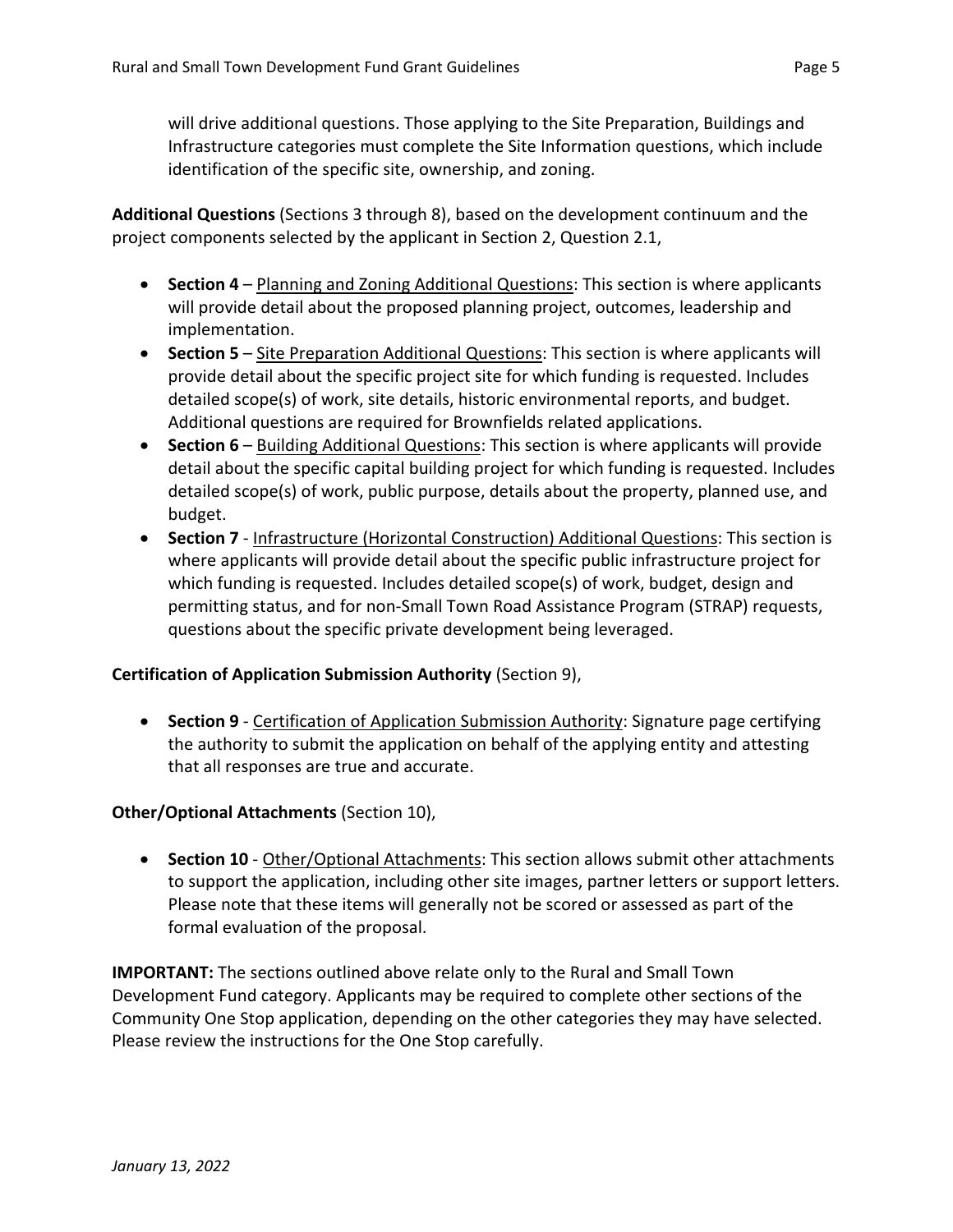will drive additional questions. Those applying to the Site Preparation, Buildings and Infrastructure categories must complete the Site Information questions, which include identification of the specific site, ownership, and zoning.

**Additional Questions** (Sections 3 through 8), based on the development continuum and the project components selected by the applicant in Section 2, Question 2.1,

- **Section 4** – Planning and Zoning Additional Questions: This section is where applicants will provide detail about the proposed planning project, outcomes, leadership and implementation.
- **Section 5** – Site Preparation Additional Questions: This section is where applicants will provide detail about the specific project site for which funding is requested. Includes detailed scope(s) of work, site details, historic environmental reports, and budget. Additional questions are required for Brownfields related applications.
- **Section 6** – Building Additional Questions: This section is where applicants will provide detail about the specific capital building project for which funding is requested. Includes detailed scope(s) of work, public purpose, details about the property, planned use, and budget.
- **Section 7** - Infrastructure (Horizontal Construction) Additional Questions: This section is where applicants will provide detail about the specific public infrastructure project for which funding is requested. Includes detailed scope(s) of work, budget, design and permitting status, and for non-Small Town Road Assistance Program (STRAP) requests, questions about the specific private development being leveraged.

**Certification of Application Submission Authority** (Section 9),

- **Section 9** - Certification of Application Submission Authority: Signature page certifying the authority to submit the application on behalf of the applying entity and attesting that all responses are true and accurate.

**Other/Optional Attachments** (Section 10),

- **Section 10** - Other/Optional Attachments: This section allows submit other attachments to support the application, including other site images, partner letters or support letters. Please note that these items will generally not be scored or assessed as part of the formal evaluation of the proposal.

**IMPORTANT:** The sections outlined above relate only to the Rural and Small Town Development Fund category. Applicants may be required to complete other sections of the Community One Stop application, depending on the other categories they may have selected. Please review the instructions for the One Stop carefully.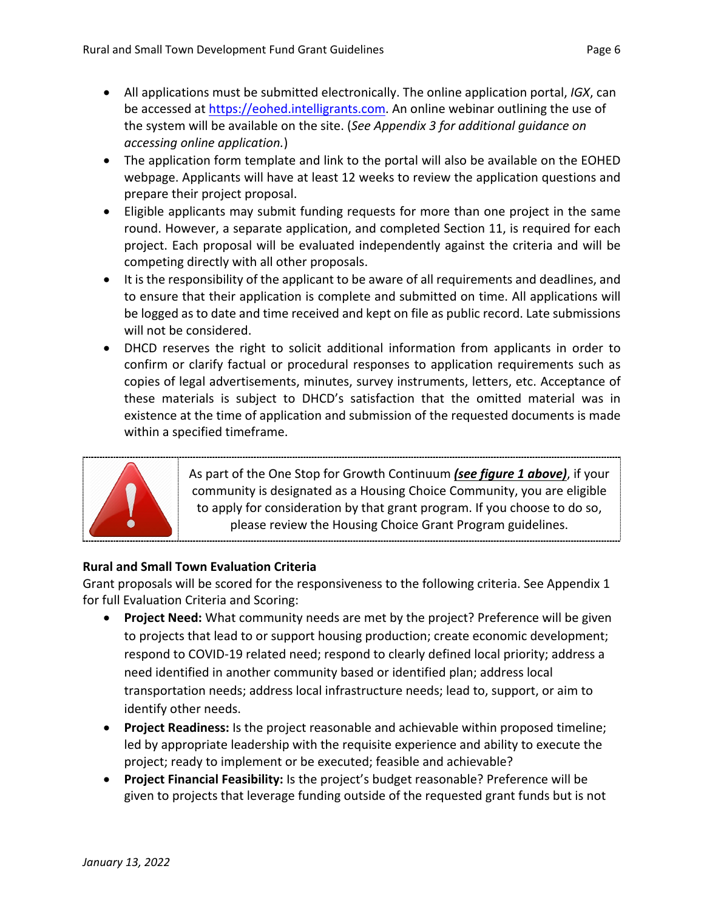- All applications must be submitted electronically. The online application portal, *IGX*, can be accessed at https://eohed.intelligrants.com. An online webinar outlining the use of the system will be available on the site. (*See Appendix 3 for additional guidance on accessing online application.*)
- The application form template and link to the portal will also be available on the EOHED webpage. Applicants will have at least 12 weeks to review the application questions and prepare their project proposal.
- Eligible applicants may submit funding requests for more than one project in the same round. However, a separate application, and completed Section 11, is required for each project. Each proposal will be evaluated independently against the criteria and will be competing directly with all other proposals.
- It is the responsibility of the applicant to be aware of all requirements and deadlines, and to ensure that their application is complete and submitted on time. All applications will be logged as to date and time received and kept on file as public record. Late submissions will not be considered.
- DHCD reserves the right to solicit additional information from applicants in order to confirm or clarify factual or procedural responses to application requirements such as copies of legal advertisements, minutes, survey instruments, letters, etc. Acceptance of these materials is subject to DHCD's satisfaction that the omitted material was in existence at the time of application and submission of the requested documents is made within a specified timeframe.

As part of the One Stop for Growth Continuum ***see figure 1 above)***, if your community is designated as a Housing Choice Community, you are eligible to apply for consideration by that grant program. If you choose to do so, please review the Housing Choice Grant Program guidelines.

**Rural and Small Town Evaluation Criteria**

Grant proposals will be scored for the responsiveness to the following criteria. See Appendix 1 for full Evaluation Criteria and Scoring:

- **Project Need:** What community needs are met by the project? Preference will be given to projects that lead to or support housing production; create economic development; respond to COVID-19 related need; respond to clearly defined local priority; address a need identified in another community based or identified plan; address local transportation needs; address local infrastructure needs; lead to, support, or aim to identify other needs.
- **Project Readiness:** Is the project reasonable and achievable within proposed timeline; led by appropriate leadership with the requisite experience and ability to execute the project; ready to implement or be executed; feasible and achievable?
- **Project Financial Feasibility:** Is the project's budget reasonable? Preference will be given to projects that leverage funding outside of the requested grant funds but is not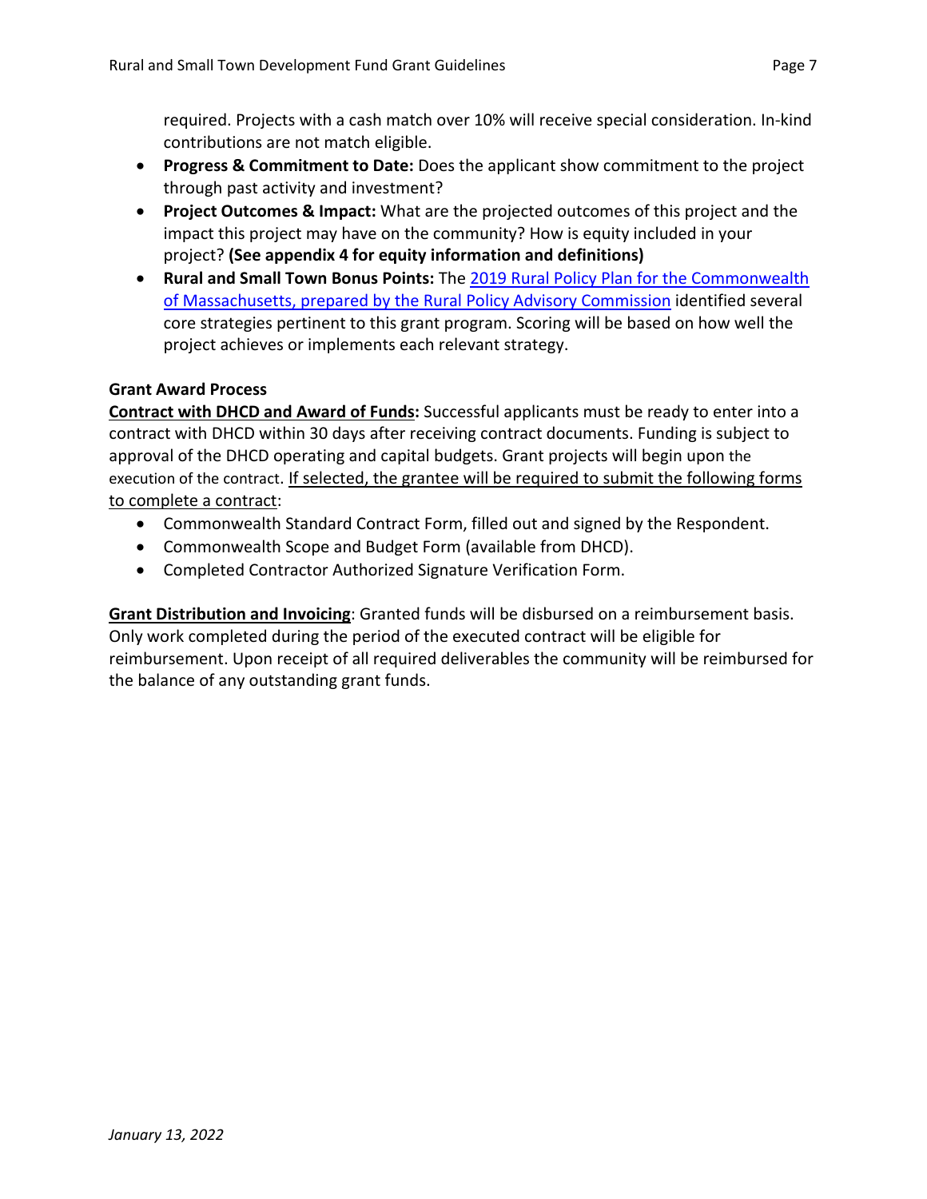required. Projects with a cash match over 10% will receive special consideration. In-kind contributions are not match eligible.

- **Progress & Commitment to Date:** Does the applicant show commitment to the project through past activity and investment?
- **Project Outcomes & Impact:** What are the projected outcomes of this project and the impact this project may have on the community? How is equity included in your project? **(See appendix 4 for equity information and definitions)**
- **Rural and Small Town Bonus Points:** The 2019 Rural Policy Plan for the Commonwealth of Massachusetts, prepared by the Rural Policy Advisory Commission identified several core strategies pertinent to this grant program. Scoring will be based on how well the project achieves or implements each relevant strategy.

**Grant Award Process**

**Contract with DHCD and Award of Funds:** Successful applicants must be ready to enter into a contract with DHCD within 30 days after receiving contract documents. Funding is subject to approval of the DHCD operating and capital budgets. Grant projects will begin upon the execution of the contract. If selected, the grantee will be required to submit the following forms to complete a contract:

- Commonwealth Standard Contract Form, filled out and signed by the Respondent.
- Commonwealth Scope and Budget Form (available from DHCD).
- Completed Contractor Authorized Signature Verification Form.

**Grant Distribution and Invoicing**: Granted funds will be disbursed on a reimbursement basis. Only work completed during the period of the executed contract will be eligible for reimbursement. Upon receipt of all required deliverables the community will be reimbursed for the balance of any outstanding grant funds.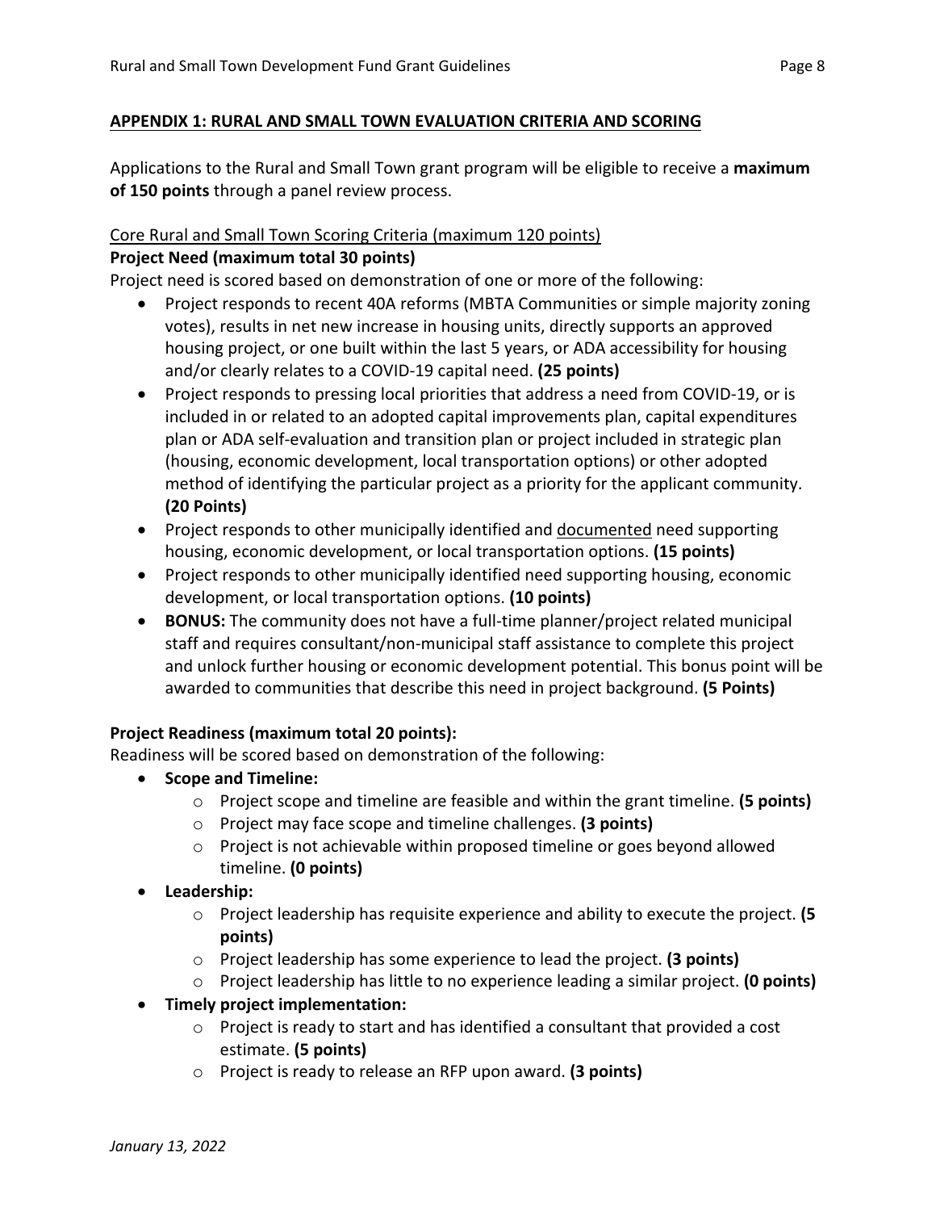## APPENDIX 1: RURAL AND SMALL TOWN EVALUATION CRITERIA AND SCORING

Applications to the Rural and Small Town grant program will be eligible to receive a **maximum of 150 points** through a panel review process.

Core Rural and Small Town Scoring Criteria (maximum 120 points)

**Project Need (maximum total 30 points)**

Project need is scored based on demonstration of one or more of the following:

- Project responds to recent 40A reforms (MBTA Communities or simple majority zoning votes), results in net new increase in housing units, directly supports an approved housing project, or one built within the last 5 years, or ADA accessibility for housing and/or clearly relates to a COVID-19 capital need. **(25 points)**
- Project responds to pressing local priorities that address a need from COVID-19, or is included in or related to an adopted capital improvements plan, capital expenditures plan or ADA self-evaluation and transition plan or project included in strategic plan (housing, economic development, local transportation options) or other adopted method of identifying the particular project as a priority for the applicant community. **(20 Points)**
- Project responds to other municipally identified and documented need supporting housing, economic development, or local transportation options. **(15 points)**
- Project responds to other municipally identified need supporting housing, economic development, or local transportation options. **(10 points)**
- **BONUS:** The community does not have a full-time planner/project related municipal staff and requires consultant/non-municipal staff assistance to complete this project and unlock further housing or economic development potential. This bonus point will be awarded to communities that describe this need in project background. **(5 Points)**

**Project Readiness (maximum total 20 points):**

Readiness will be scored based on demonstration of the following:

- **Scope and Timeline:**
  - Project scope and timeline are feasible and within the grant timeline. **(5 points)**
  - Project may face scope and timeline challenges. **(3 points)**
  - Project is not achievable within proposed timeline or goes beyond allowed timeline. **(0 points)**
- **Leadership:**
  - Project leadership has requisite experience and ability to execute the project. **(5 points)**
  - Project leadership has some experience to lead the project. **(3 points)**
  - Project leadership has little to no experience leading a similar project. **(0 points)**
- **Timely project implementation:**
  - Project is ready to start and has identified a consultant that provided a cost estimate. **(5 points)**
  - Project is ready to release an RFP upon award. **(3 points)**

*January 13, 2022*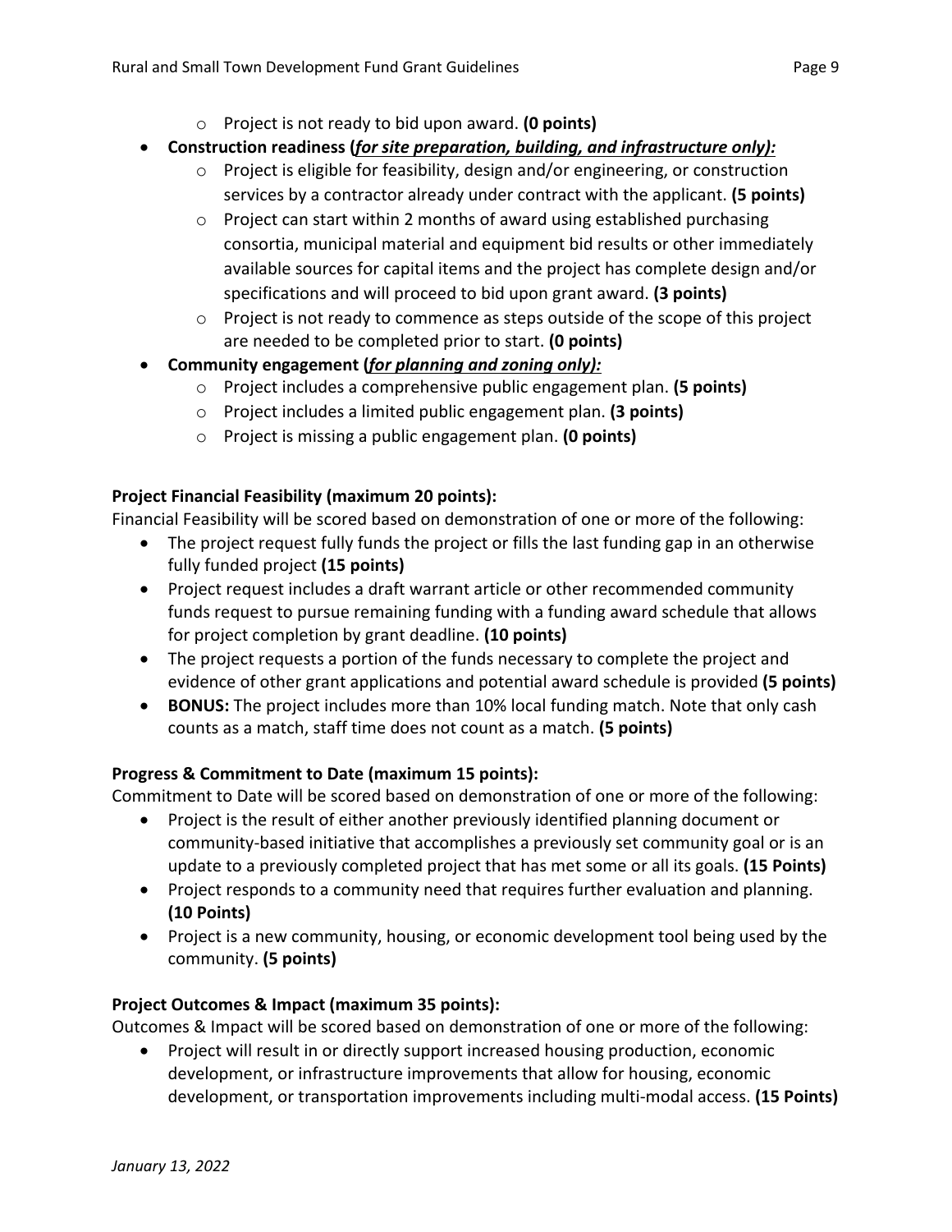- Project is not ready to bid upon award. **(0 points)**
- **Construction readiness (*__for site preparation, building, and infrastructure only__*):**
    - Project is eligible for feasibility, design and/or engineering, or construction services by a contractor already under contract with the applicant. **(5 points)**
    - Project can start within 2 months of award using established purchasing consortia, municipal material and equipment bid results or other immediately available sources for capital items and the project has complete design and/or specifications and will proceed to bid upon grant award. **(3 points)**
    - Project is not ready to commence as steps outside of the scope of this project are needed to be completed prior to start. **(0 points)**
- **Community engagement (*__for planning and zoning only__*):**
    - Project includes a comprehensive public engagement plan. **(5 points)**
    - Project includes a limited public engagement plan. **(3 points)**
    - Project is missing a public engagement plan. **(0 points)**

**Project Financial Feasibility (maximum 20 points):**

Financial Feasibility will be scored based on demonstration of one or more of the following:

- The project request fully funds the project or fills the last funding gap in an otherwise fully funded project **(15 points)**
- Project request includes a draft warrant article or other recommended community funds request to pursue remaining funding with a funding award schedule that allows for project completion by grant deadline. **(10 points)**
- The project requests a portion of the funds necessary to complete the project and evidence of other grant applications and potential award schedule is provided **(5 points)**
- **BONUS:** The project includes more than 10% local funding match. Note that only cash counts as a match, staff time does not count as a match. **(5 points)**

**Progress & Commitment to Date (maximum 15 points):**

Commitment to Date will be scored based on demonstration of one or more of the following:

- Project is the result of either another previously identified planning document or community-based initiative that accomplishes a previously set community goal or is an update to a previously completed project that has met some or all its goals. **(15 Points)**
- Project responds to a community need that requires further evaluation and planning. **(10 Points)**
- Project is a new community, housing, or economic development tool being used by the community. **(5 points)**

**Project Outcomes & Impact (maximum 35 points):**

Outcomes & Impact will be scored based on demonstration of one or more of the following:

- Project will result in or directly support increased housing production, economic development, or infrastructure improvements that allow for housing, economic development, or transportation improvements including multi-modal access. **(15 Points)**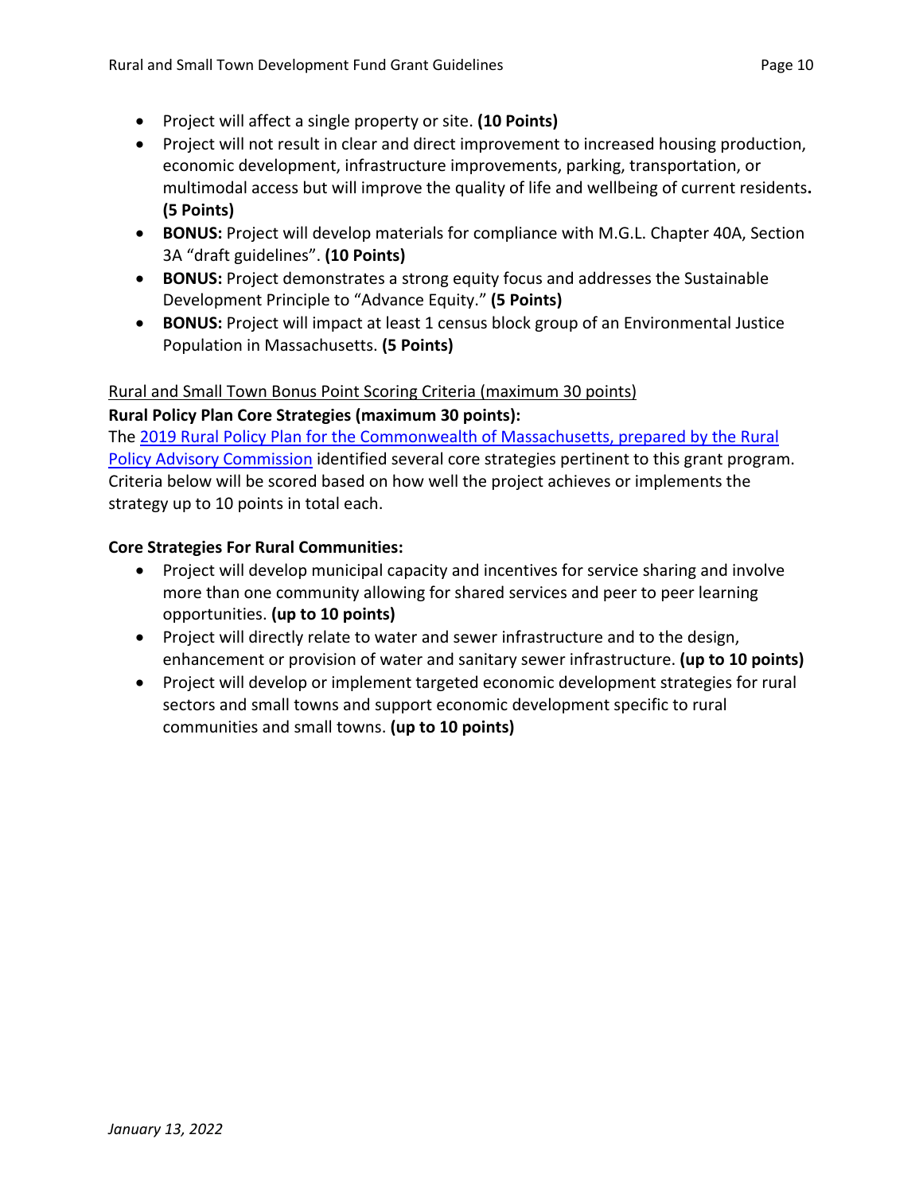- Project will affect a single property or site. **(10 Points)**
- Project will not result in clear and direct improvement to increased housing production, economic development, infrastructure improvements, parking, transportation, or multimodal access but will improve the quality of life and wellbeing of current residents**.** **(5 Points)**
- **BONUS:** Project will develop materials for compliance with M.G.L. Chapter 40A, Section 3A "draft guidelines". **(10 Points)**
- **BONUS:** Project demonstrates a strong equity focus and addresses the Sustainable Development Principle to "Advance Equity." **(5 Points)**
- **BONUS:** Project will impact at least 1 census block group of an Environmental Justice Population in Massachusetts. **(5 Points)**

Rural and Small Town Bonus Point Scoring Criteria (maximum 30 points)

**Rural Policy Plan Core Strategies (maximum 30 points):**

The 2019 Rural Policy Plan for the Commonwealth of Massachusetts, prepared by the Rural Policy Advisory Commission identified several core strategies pertinent to this grant program. Criteria below will be scored based on how well the project achieves or implements the strategy up to 10 points in total each.

**Core Strategies For Rural Communities:**

- Project will develop municipal capacity and incentives for service sharing and involve more than one community allowing for shared services and peer to peer learning opportunities. **(up to 10 points)**
- Project will directly relate to water and sewer infrastructure and to the design, enhancement or provision of water and sanitary sewer infrastructure. **(up to 10 points)**
- Project will develop or implement targeted economic development strategies for rural sectors and small towns and support economic development specific to rural communities and small towns. **(up to 10 points)**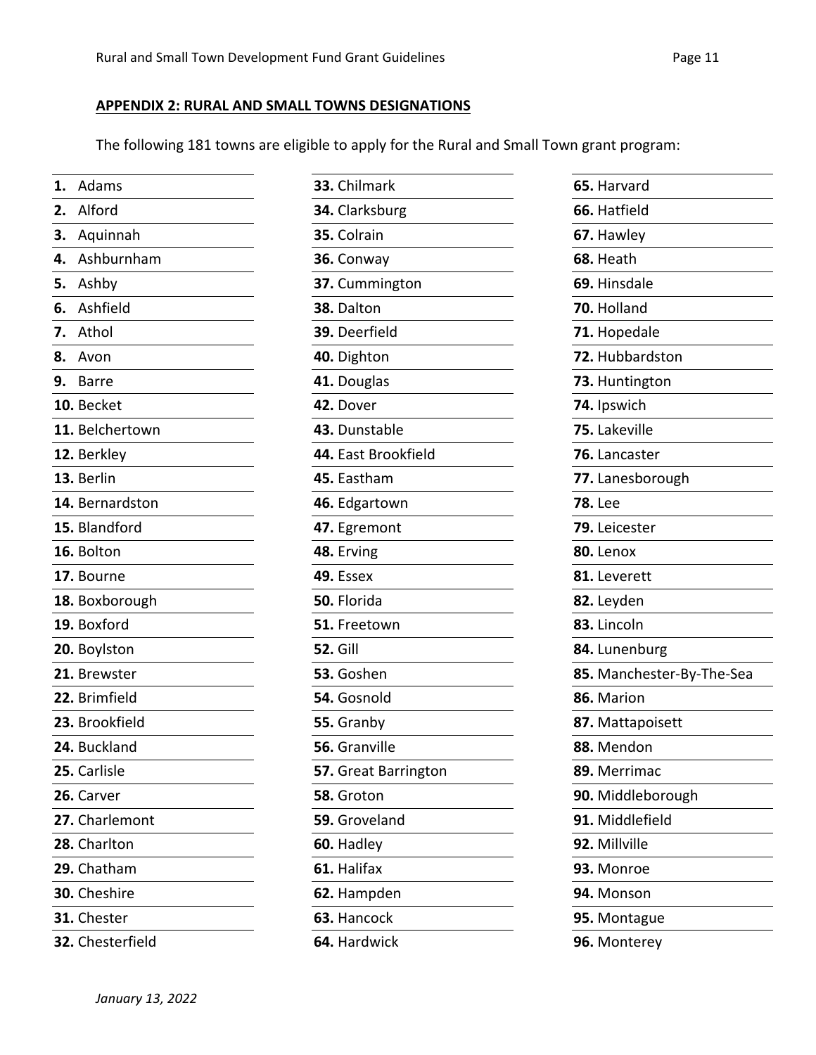**APPENDIX 2: RURAL AND SMALL TOWNS DESIGNATIONS**

The following 181 towns are eligible to apply for the Rural and Small Town grant program:

**1.** Adams
**2.** Alford
**3.** Aquinnah
**4.** Ashburnham
**5.** Ashby
**6.** Ashfield
**7.** Athol
**8.** Avon
**9.** Barre
**10.** Becket
**11.** Belchertown
**12.** Berkley
**13.** Berlin
**14.** Bernardston
**15.** Blandford
**16.** Bolton
**17.** Bourne
**18.** Boxborough
**19.** Boxford
**20.** Boylston
**21.** Brewster
**22.** Brimfield
**23.** Brookfield
**24.** Buckland
**25.** Carlisle
**26.** Carver
**27.** Charlemont
**28.** Charlton
**29.** Chatham
**30.** Cheshire
**31.** Chester
**32.** Chesterfield
**33.** Chilmark
**34.** Clarksburg
**35.** Colrain
**36.** Conway
**37.** Cummington
**38.** Dalton
**39.** Deerfield
**40.** Dighton
**41.** Douglas
**42.** Dover
**43.** Dunstable
**44.** East Brookfield
**45.** Eastham
**46.** Edgartown
**47.** Egremont
**48.** Erving
**49.** Essex
**50.** Florida
**51.** Freetown
**52.** Gill
**53.** Goshen
**54.** Gosnold
**55.** Granby
**56.** Granville
**57.** Great Barrington
**58.** Groton
**59.** Groveland
**60.** Hadley
**61.** Halifax
**62.** Hampden
**63.** Hancock
**64.** Hardwick
**65.** Harvard
**66.** Hatfield
**67.** Hawley
**68.** Heath
**69.** Hinsdale
**70.** Holland
**71.** Hopedale
**72.** Hubbardston
**73.** Huntington
**74.** Ipswich
**75.** Lakeville
**76.** Lancaster
**77.** Lanesborough
**78.** Lee
**79.** Leicester
**80.** Lenox
**81.** Leverett
**82.** Leyden
**83.** Lincoln
**84.** Lunenburg
**85.** Manchester-By-The-Sea
**86.** Marion
**87.** Mattapoisett
**88.** Mendon
**89.** Merrimac
**90.** Middleborough
**91.** Middlefield
**92.** Millville
**93.** Monroe
**94.** Monson
**95.** Montague
**96.** Monterey

*January 13, 2022*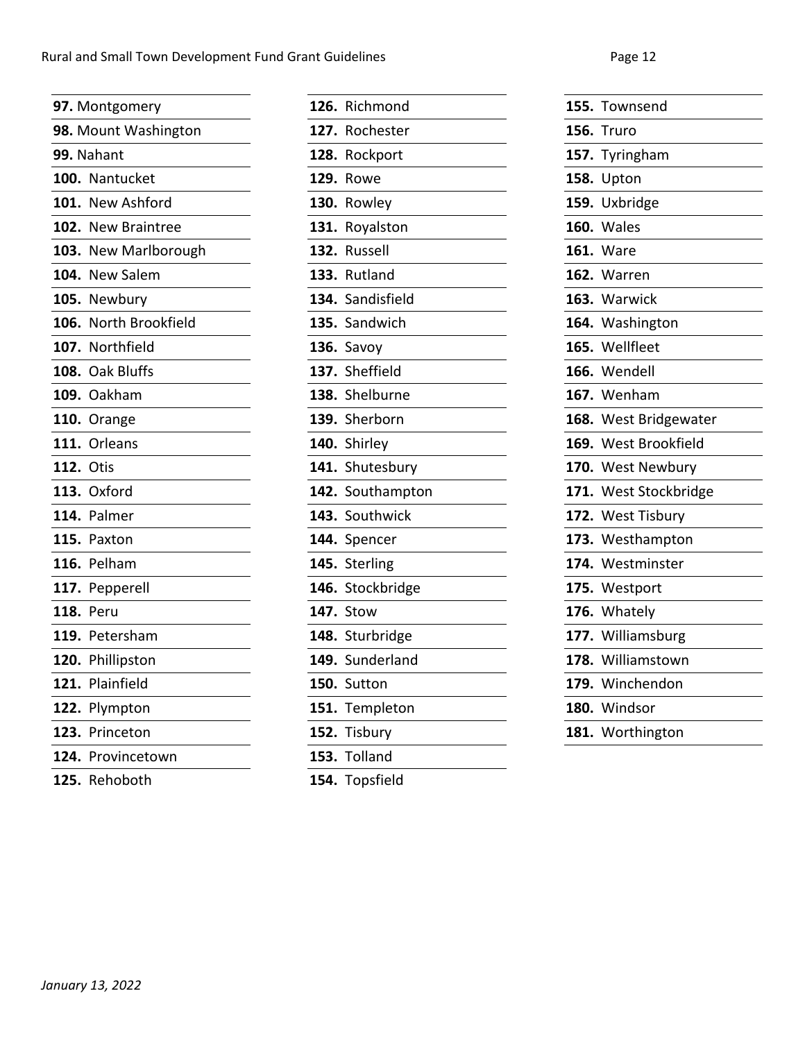**97.** Montgomery
**98.** Mount Washington
**99.** Nahant
**100.** Nantucket
**101.** New Ashford
**102.** New Braintree
**103.** New Marlborough
**104.** New Salem
**105.** Newbury
**106.** North Brookfield
**107.** Northfield
**108.** Oak Bluffs
**109.** Oakham
**110.** Orange
**111.** Orleans
**112.** Otis
**113.** Oxford
**114.** Palmer
**115.** Paxton
**116.** Pelham
**117.** Pepperell
**118.** Peru
**119.** Petersham
**120.** Phillipston
**121.** Plainfield
**122.** Plympton
**123.** Princeton
**124.** Provincetown
**125.** Rehoboth
**126.** Richmond
**127.** Rochester
**128.** Rockport
**129.** Rowe
**130.** Rowley
**131.** Royalston
**132.** Russell
**133.** Rutland
**134.** Sandisfield
**135.** Sandwich
**136.** Savoy
**137.** Sheffield
**138.** Shelburne
**139.** Sherborn
**140.** Shirley
**141.** Shutesbury
**142.** Southampton
**143.** Southwick
**144.** Spencer
**145.** Sterling
**146.** Stockbridge
**147.** Stow
**148.** Sturbridge
**149.** Sunderland
**150.** Sutton
**151.** Templeton
**152.** Tisbury
**153.** Tolland
**154.** Topsfield
**155.** Townsend
**156.** Truro
**157.** Tyringham
**158.** Upton
**159.** Uxbridge
**160.** Wales
**161.** Ware
**162.** Warren
**163.** Warwick
**164.** Washington
**165.** Wellfleet
**166.** Wendell
**167.** Wenham
**168.** West Bridgewater
**169.** West Brookfield
**170.** West Newbury
**171.** West Stockbridge
**172.** West Tisbury
**173.** Westhampton
**174.** Westminster
**175.** Westport
**176.** Whately
**177.** Williamsburg
**178.** Williamstown
**179.** Winchendon
**180.** Windsor
**181.** Worthington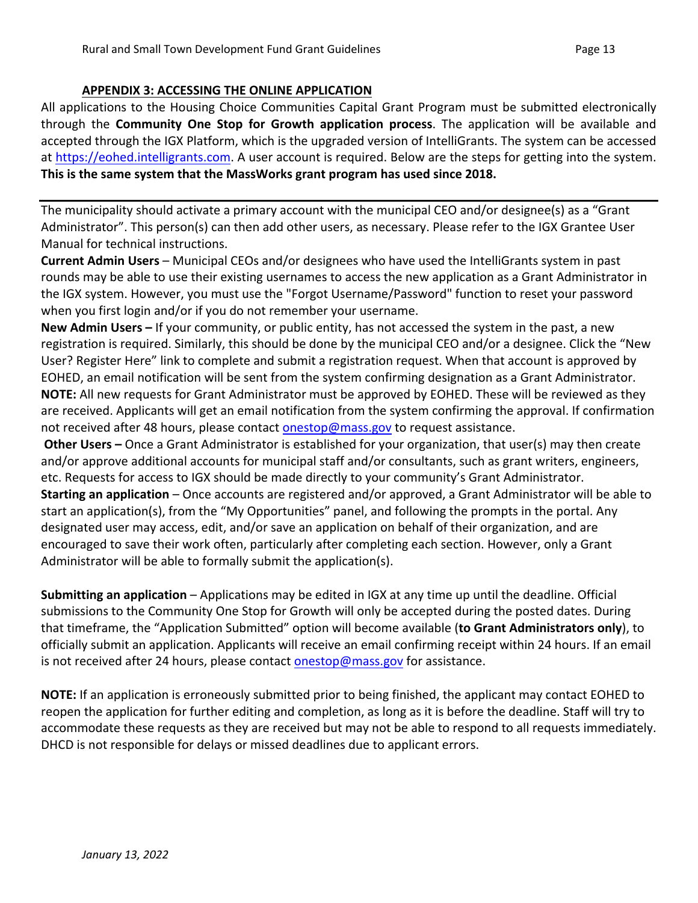## APPENDIX 3: ACCESSING THE ONLINE APPLICATION

All applications to the Housing Choice Communities Capital Grant Program must be submitted electronically through the **Community One Stop for Growth application process**. The application will be available and accepted through the IGX Platform, which is the upgraded version of IntelliGrants. The system can be accessed at https://eohed.intelligrants.com. A user account is required. Below are the steps for getting into the system. **This is the same system that the MassWorks grant program has used since 2018.**

---

The municipality should activate a primary account with the municipal CEO and/or designee(s) as a "Grant Administrator". This person(s) can then add other users, as necessary. Please refer to the IGX Grantee User Manual for technical instructions.

**Current Admin Users** – Municipal CEOs and/or designees who have used the IntelliGrants system in past rounds may be able to use their existing usernames to access the new application as a Grant Administrator in the IGX system. However, you must use the "Forgot Username/Password" function to reset your password when you first login and/or if you do not remember your username.

**New Admin Users –** If your community, or public entity, has not accessed the system in the past, a new registration is required. Similarly, this should be done by the municipal CEO and/or a designee. Click the "New User? Register Here" link to complete and submit a registration request. When that account is approved by EOHED, an email notification will be sent from the system confirming designation as a Grant Administrator.

**NOTE:** All new requests for Grant Administrator must be approved by EOHED. These will be reviewed as they are received. Applicants will get an email notification from the system confirming the approval. If confirmation not received after 48 hours, please contact onestop@mass.gov to request assistance.

**Other Users –** Once a Grant Administrator is established for your organization, that user(s) may then create and/or approve additional accounts for municipal staff and/or consultants, such as grant writers, engineers, etc. Requests for access to IGX should be made directly to your community's Grant Administrator.

**Starting an application** – Once accounts are registered and/or approved, a Grant Administrator will be able to start an application(s), from the "My Opportunities" panel, and following the prompts in the portal. Any designated user may access, edit, and/or save an application on behalf of their organization, and are encouraged to save their work often, particularly after completing each section. However, only a Grant Administrator will be able to formally submit the application(s).

**Submitting an application** – Applications may be edited in IGX at any time up until the deadline. Official submissions to the Community One Stop for Growth will only be accepted during the posted dates. During that timeframe, the "Application Submitted" option will become available (**to Grant Administrators only**), to officially submit an application. Applicants will receive an email confirming receipt within 24 hours. If an email is not received after 24 hours, please contact onestop@mass.gov for assistance.

**NOTE:** If an application is erroneously submitted prior to being finished, the applicant may contact EOHED to reopen the application for further editing and completion, as long as it is before the deadline. Staff will try to accommodate these requests as they are received but may not be able to respond to all requests immediately. DHCD is not responsible for delays or missed deadlines due to applicant errors.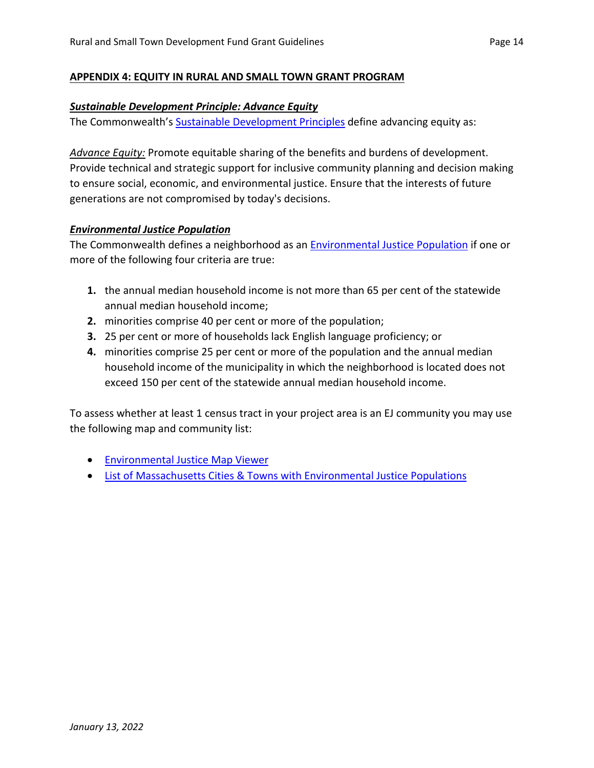## APPENDIX 4: EQUITY IN RURAL AND SMALL TOWN GRANT PROGRAM

### ***Sustainable Development Principle: Advance Equity***

The Commonwealth's Sustainable Development Principles define advancing equity as:

*Advance Equity:* Promote equitable sharing of the benefits and burdens of development. Provide technical and strategic support for inclusive community planning and decision making to ensure social, economic, and environmental justice. Ensure that the interests of future generations are not compromised by today's decisions.

### ***Environmental Justice Population***

The Commonwealth defines a neighborhood as an Environmental Justice Population if one or more of the following four criteria are true:

1. the annual median household income is not more than 65 per cent of the statewide annual median household income;
2. minorities comprise 40 per cent or more of the population;
3. 25 per cent or more of households lack English language proficiency; or
4. minorities comprise 25 per cent or more of the population and the annual median household income of the municipality in which the neighborhood is located does not exceed 150 per cent of the statewide annual median household income.

To assess whether at least 1 census tract in your project area is an EJ community you may use the following map and community list:

- Environmental Justice Map Viewer
- List of Massachusetts Cities & Towns with Environmental Justice Populations

*January 13, 2022*